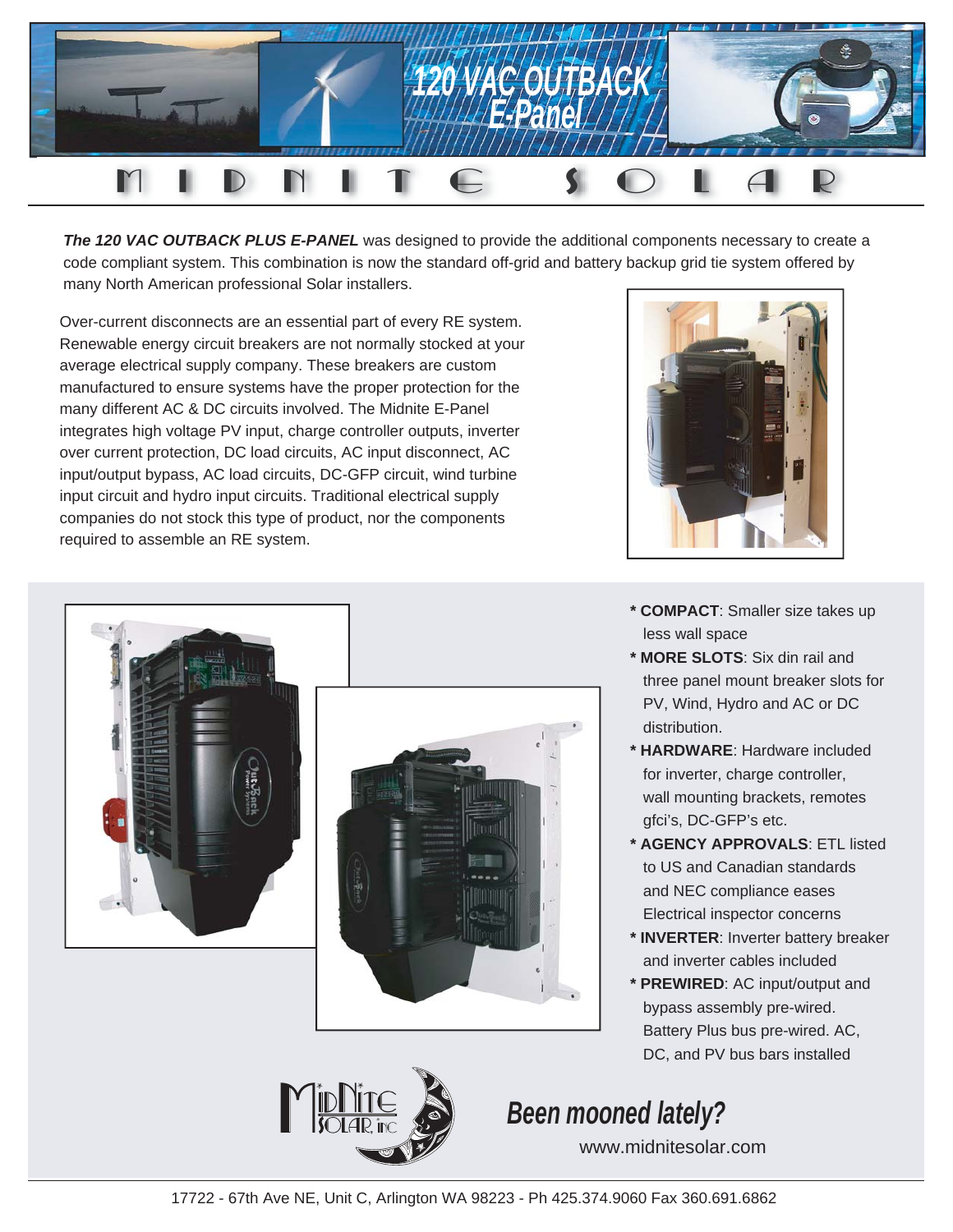# 120 VAC OUTBACK E-Panel

## MIDNITE SOLAR

***The 120 VAC OUTBACK PLUS E-PANEL*** was designed to provide the additional components necessary to create a code compliant system. This combination is now the standard off-grid and battery backup grid tie system offered by many North American professional Solar installers.

Over-current disconnects are an essential part of every RE system. Renewable energy circuit breakers are not normally stocked at your average electrical supply company. These breakers are custom manufactured to ensure systems have the proper protection for the many different AC & DC circuits involved. The Midnite E-Panel integrates high voltage PV input, charge controller outputs, inverter over current protection, DC load circuits, AC input disconnect, AC input/output bypass, AC load circuits, DC-GFP circuit, wind turbine input circuit and hydro input circuits. Traditional electrical supply companies do not stock this type of product, nor the components required to assemble an RE system.

- * **COMPACT**: Smaller size takes up less wall space
- * **MORE SLOTS**: Six din rail and three panel mount breaker slots for PV, Wind, Hydro and AC or DC distribution.
- * **HARDWARE**: Hardware included for inverter, charge controller, wall mounting brackets, remotes gfci's, DC-GFP's etc.
- * **AGENCY APPROVALS**: ETL listed to US and Canadian standards and NEC compliance eases Electrical inspector concerns
- * **INVERTER**: Inverter battery breaker and inverter cables included
- * **PREWIRED**: AC input/output and bypass assembly pre-wired. Battery Plus bus pre-wired. AC, DC, and PV bus bars installed

MidNite SOLAR, inc

***Been mooned lately?***

www.midnitesolar.com

17722 - 67th Ave NE, Unit C, Arlington WA 98223 - Ph 425.374.9060 Fax 360.691.6862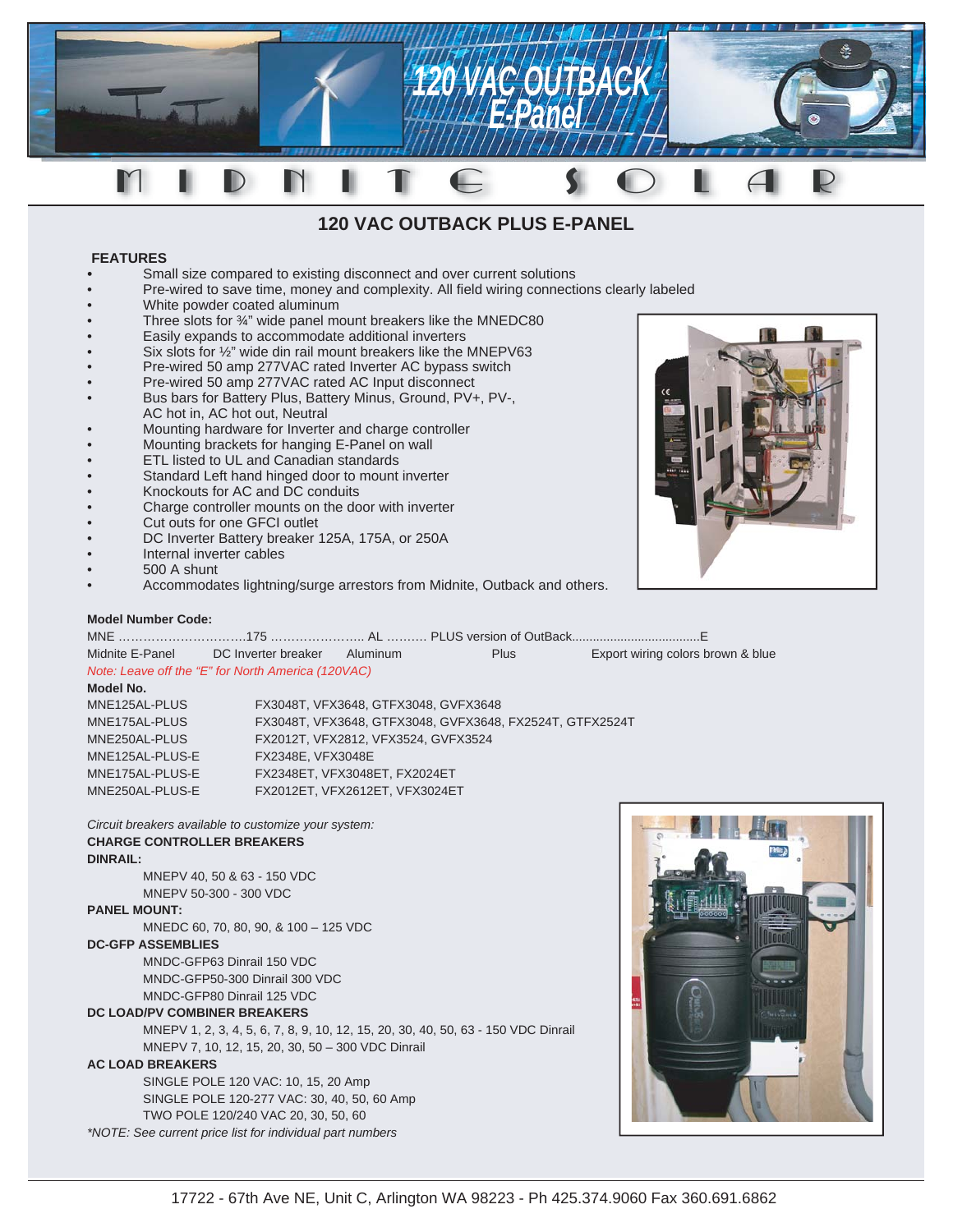# 120 VAC OUTBACK E-Panel

MIDNITE SOLAR

## 120 VAC OUTBACK PLUS E-PANEL

### FEATURES

- Small size compared to existing disconnect and over current solutions
- Pre-wired to save time, money and complexity. All field wiring connections clearly labeled
- White powder coated aluminum
- Three slots for ¾" wide panel mount breakers like the MNEDC80
- Easily expands to accommodate additional inverters
- Six slots for ½" wide din rail mount breakers like the MNEPV63
- Pre-wired 50 amp 277VAC rated Inverter AC bypass switch
- Pre-wired 50 amp 277VAC rated AC Input disconnect
- Bus bars for Battery Plus, Battery Minus, Ground, PV+, PV-, AC hot in, AC hot out, Neutral
- Mounting hardware for Inverter and charge controller
- Mounting brackets for hanging E-Panel on wall
- ETL listed to UL and Canadian standards
- Standard Left hand hinged door to mount inverter
- Knockouts for AC and DC conduits
- Charge controller mounts on the door with inverter
- Cut outs for one GFCI outlet
- DC Inverter Battery breaker 125A, 175A, or 250A
- Internal inverter cables
- 500 A shunt
- Accommodates lightning/surge arrestors from Midnite, Outback and others.

**Model Number Code:**

MNE ………………………….175 ………………….. AL ………. PLUS version of OutBack....................................E

Midnite E-Panel DC Inverter breaker Aluminum Plus Export wiring colors brown & blue

*Note: Leave off the "E" for North America (120VAC)*

| Model No. | |
|---|---|
| MNE125AL-PLUS | FX3048T, VFX3648, GTFX3048, GVFX3648 |
| MNE175AL-PLUS | FX3048T, VFX3648, GTFX3048, GVFX3648, FX2524T, GTFX2524T |
| MNE250AL-PLUS | FX2012T, VFX2812, VFX3524, GVFX3524 |
| MNE125AL-PLUS-E | FX2348E, VFX3048E |
| MNE175AL-PLUS-E | FX2348ET, VFX3048ET, FX2024ET |
| MNE250AL-PLUS-E | FX2012ET, VFX2612ET, VFX3024ET |

*Circuit breakers available to customize your system:*

**CHARGE CONTROLLER BREAKERS**

**DINRAIL:**

MNEPV 40, 50 & 63 - 150 VDC
MNEPV 50-300 - 300 VDC

**PANEL MOUNT:**

MNEDC 60, 70, 80, 90, & 100 – 125 VDC

**DC-GFP ASSEMBLIES**

MNDC-GFP63 Dinrail 150 VDC
MNDC-GFP50-300 Dinrail 300 VDC
MNDC-GFP80 Dinrail 125 VDC

**DC LOAD/PV COMBINER BREAKERS**

MNEPV 1, 2, 3, 4, 5, 6, 7, 8, 9, 10, 12, 15, 20, 30, 40, 50, 63 - 150 VDC Dinrail
MNEPV 7, 10, 12, 15, 20, 30, 50 – 300 VDC Dinrail

**AC LOAD BREAKERS**

SINGLE POLE 120 VAC: 10, 15, 20 Amp
SINGLE POLE 120-277 VAC: 30, 40, 50, 60 Amp
TWO POLE 120/240 VAC 20, 30, 50, 60

*\*NOTE: See current price list for individual part numbers*

17722 - 67th Ave NE, Unit C, Arlington WA 98223 - Ph 425.374.9060 Fax 360.691.6862